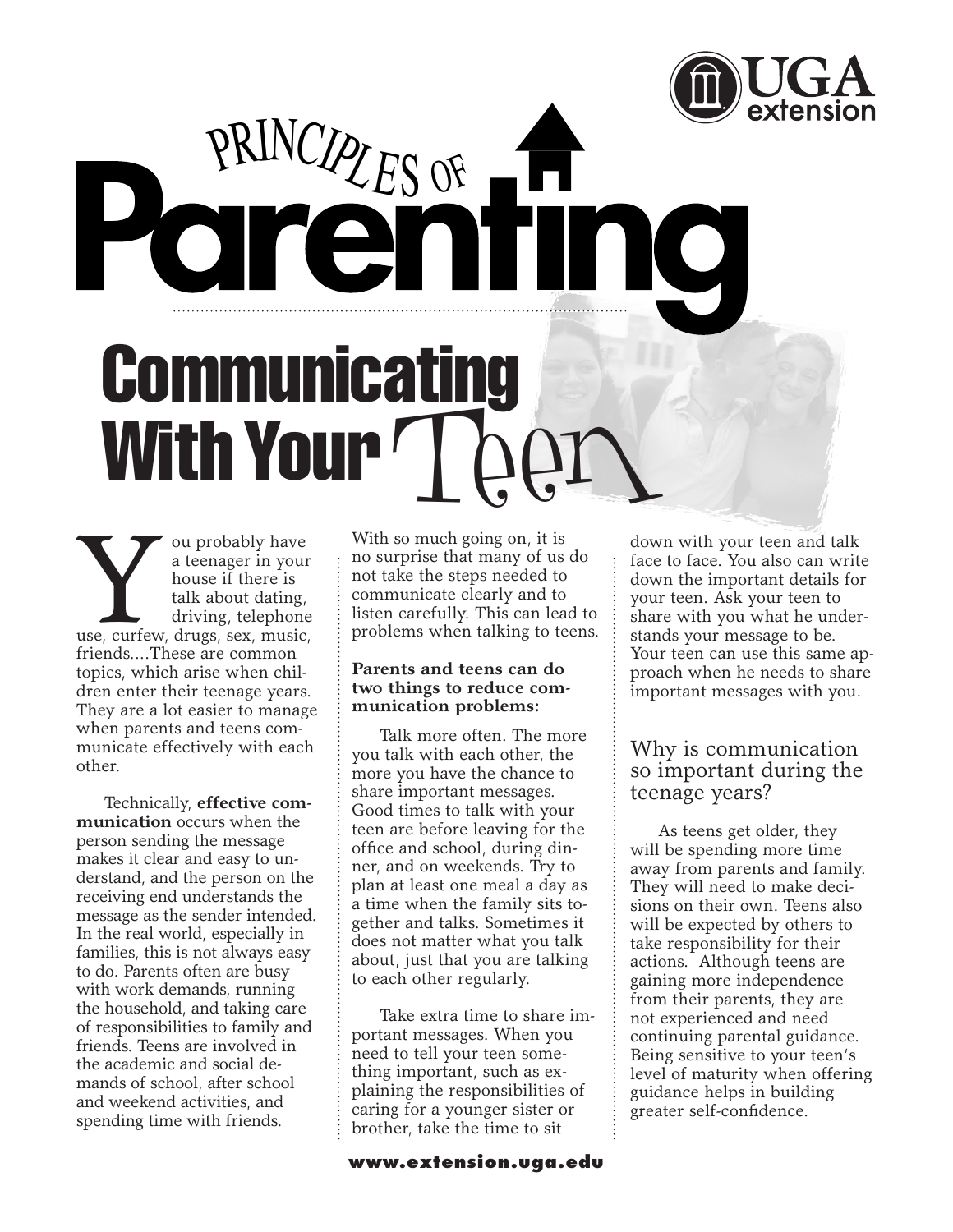# Principles of Parenting

## Communicating With Your Teen

You probably have a teenager in your house if there is talk about dating, driving, telephone use, curfew, drugs, sex, music, friends....These are common topics, which arise when children enter their teenage years. They are a lot easier to manage when parents and teens communicate effectively with each other.

Technically, **effective communication** occurs when the person sending the message makes it clear and easy to understand, and the person on the receiving end understands the message as the sender intended. In the real world, especially in families, this is not always easy to do. Parents often are busy with work demands, running the household, and taking care of responsibilities to family and friends. Teens are involved in the academic and social demands of school, after school and weekend activities, and spending time with friends.

With so much going on, it is no surprise that many of us do not take the steps needed to communicate clearly and to listen carefully. This can lead to problems when talking to teens.

**Parents and teens can do two things to reduce communication problems:**

Talk more often. The more you talk with each other, the more you have the chance to share important messages. Good times to talk with your teen are before leaving for the office and school, during dinner, and on weekends. Try to plan at least one meal a day as a time when the family sits together and talks. Sometimes it does not matter what you talk about, just that you are talking to each other regularly.

Take extra time to share important messages. When you need to tell your teen something important, such as explaining the responsibilities of caring for a younger sister or brother, take the time to sit down with your teen and talk face to face. You also can write down the important details for your teen. Ask your teen to share with you what he understands your message to be. Your teen can use this same approach when he needs to share important messages with you.

### Why is communication so important during the teenage years?

As teens get older, they will be spending more time away from parents and family. They will need to make decisions on their own. Teens also will be expected by others to take responsibility for their actions. Although teens are gaining more independence from their parents, they are not experienced and need continuing parental guidance. Being sensitive to your teen's level of maturity when offering guidance helps in building greater self-confidence.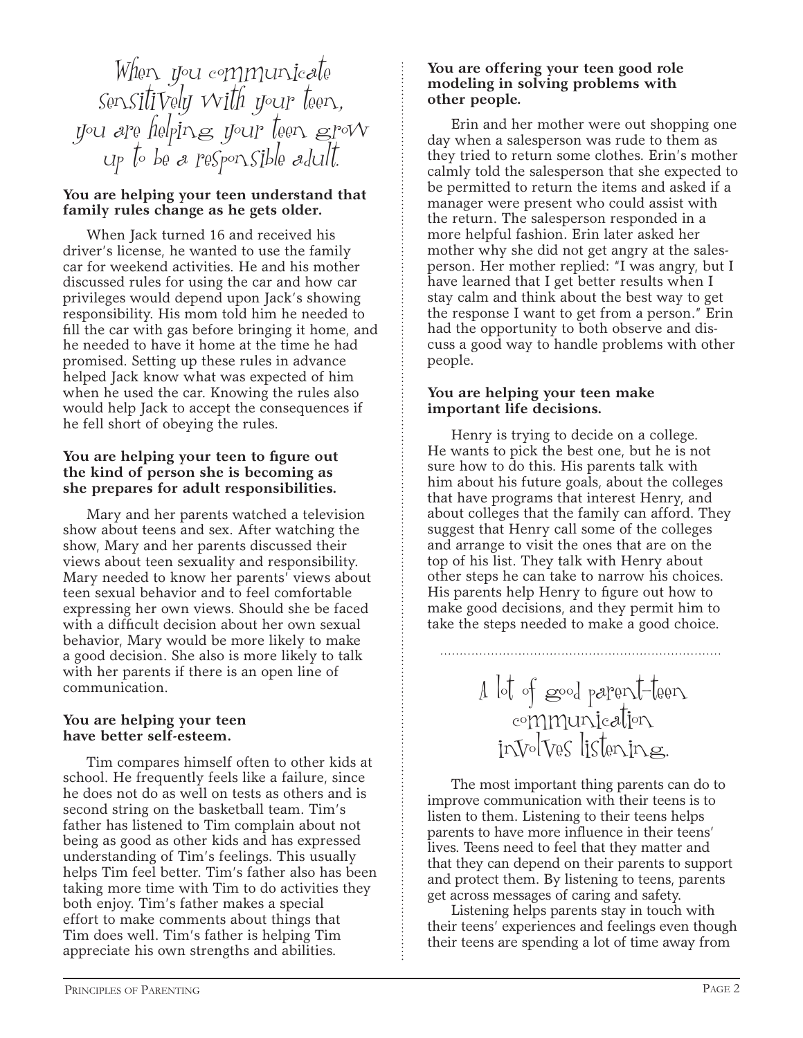## When you communicate sensitively with your teen, you are helping your teen grow up to be a responsible adult.

**You are helping your teen understand that family rules change as he gets older.**

When Jack turned 16 and received his driver's license, he wanted to use the family car for weekend activities. He and his mother discussed rules for using the car and how car privileges would depend upon Jack's showing responsibility. His mom told him he needed to fill the car with gas before bringing it home, and he needed to have it home at the time he had promised. Setting up these rules in advance helped Jack know what was expected of him when he used the car. Knowing the rules also would help Jack to accept the consequences if he fell short of obeying the rules.

**You are helping your teen to figure out the kind of person she is becoming as she prepares for adult responsibilities.**

Mary and her parents watched a television show about teens and sex. After watching the show, Mary and her parents discussed their views about teen sexuality and responsibility. Mary needed to know her parents' views about teen sexual behavior and to feel comfortable expressing her own views. Should she be faced with a difficult decision about her own sexual behavior, Mary would be more likely to make a good decision. She also is more likely to talk with her parents if there is an open line of communication.

**You are helping your teen have better self-esteem.**

Tim compares himself often to other kids at school. He frequently feels like a failure, since he does not do as well on tests as others and is second string on the basketball team. Tim's father has listened to Tim complain about not being as good as other kids and has expressed understanding of Tim's feelings. This usually helps Tim feel better. Tim's father also has been taking more time with Tim to do activities they both enjoy. Tim's father makes a special effort to make comments about things that Tim does well. Tim's father is helping Tim appreciate his own strengths and abilities.

**You are offering your teen good role modeling in solving problems with other people.**

Erin and her mother were out shopping one day when a salesperson was rude to them as they tried to return some clothes. Erin's mother calmly told the salesperson that she expected to be permitted to return the items and asked if a manager were present who could assist with the return. The salesperson responded in a more helpful fashion. Erin later asked her mother why she did not get angry at the salesperson. Her mother replied: "I was angry, but I have learned that I get better results when I stay calm and think about the best way to get the response I want to get from a person." Erin had the opportunity to both observe and discuss a good way to handle problems with other people.

**You are helping your teen make important life decisions.**

Henry is trying to decide on a college. He wants to pick the best one, but he is not sure how to do this. His parents talk with him about his future goals, about the colleges that have programs that interest Henry, and about colleges that the family can afford. They suggest that Henry call some of the colleges and arrange to visit the ones that are on the top of his list. They talk with Henry about other steps he can take to narrow his choices. His parents help Henry to figure out how to make good decisions, and they permit him to take the steps needed to make a good choice.

## A lot of good parent-teen communication involves listening.

The most important thing parents can do to improve communication with their teens is to listen to them. Listening to their teens helps parents to have more influence in their teens' lives. Teens need to feel that they matter and that they can depend on their parents to support and protect them. By listening to teens, parents get across messages of caring and safety.

Listening helps parents stay in touch with their teens' experiences and feelings even though their teens are spending a lot of time away from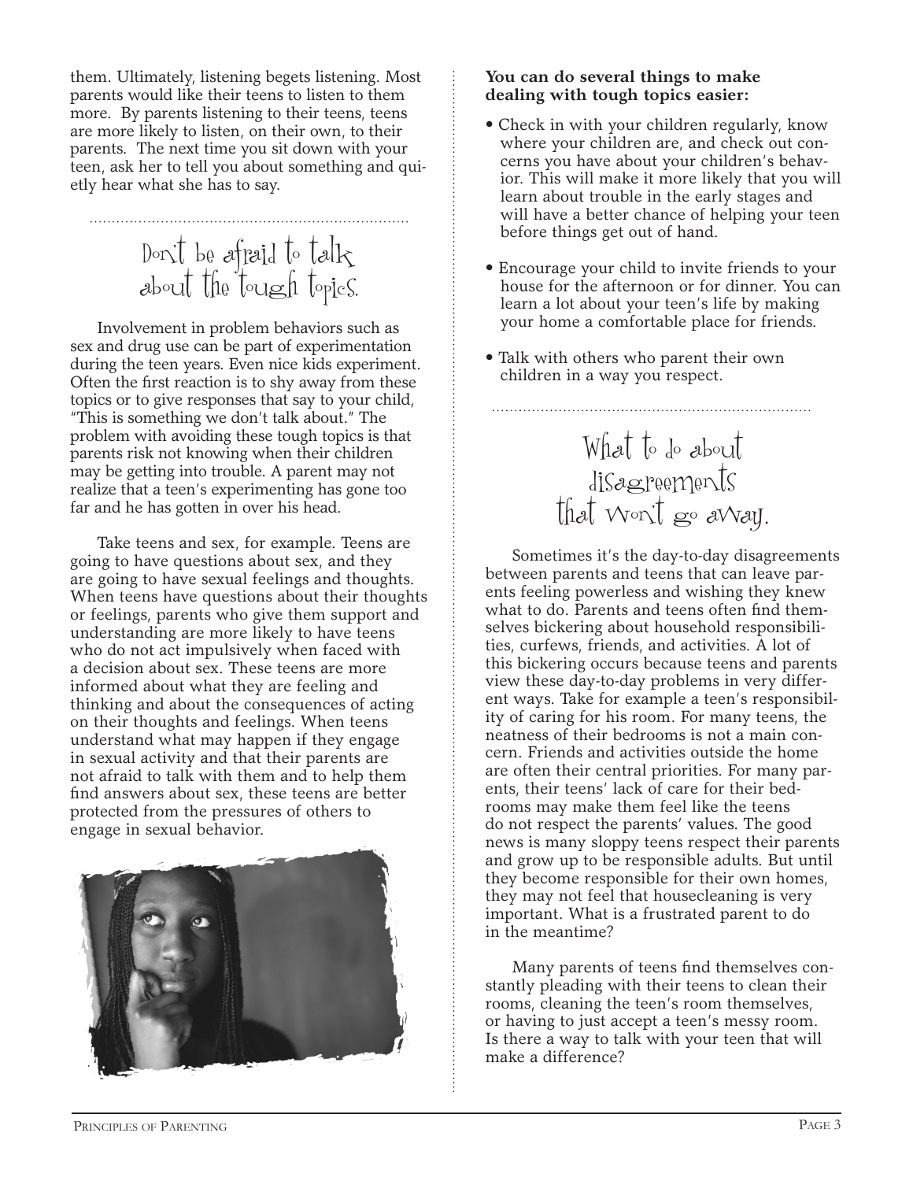them. Ultimately, listening begets listening. Most parents would like their teens to listen to them more. By parents listening to their teens, teens are more likely to listen, on their own, to their parents. The next time you sit down with your teen, ask her to tell you about something and quietly hear what she has to say.

## Don't be afraid to talk about the tough topics.

Involvement in problem behaviors such as sex and drug use can be part of experimentation during the teen years. Even nice kids experiment. Often the first reaction is to shy away from these topics or to give responses that say to your child, "This is something we don't talk about." The problem with avoiding these tough topics is that parents risk not knowing when their children may be getting into trouble. A parent may not realize that a teen's experimenting has gone too far and he has gotten in over his head.

Take teens and sex, for example. Teens are going to have questions about sex, and they are going to have sexual feelings and thoughts. When teens have questions about their thoughts or feelings, parents who give them support and understanding are more likely to have teens who do not act impulsively when faced with a decision about sex. These teens are more informed about what they are feeling and thinking and about the consequences of acting on their thoughts and feelings. When teens understand what may happen if they engage in sexual activity and that their parents are not afraid to talk with them and to help them find answers about sex, these teens are better protected from the pressures of others to engage in sexual behavior.

**You can do several things to make dealing with tough topics easier:**

- Check in with your children regularly, know where your children are, and check out concerns you have about your children's behavior. This will make it more likely that you will learn about trouble in the early stages and will have a better chance of helping your teen before things get out of hand.
- Encourage your child to invite friends to your house for the afternoon or for dinner. You can learn a lot about your teen's life by making your home a comfortable place for friends.
- Talk with others who parent their own children in a way you respect.

## What to do about disagreements that won't go away.

Sometimes it's the day-to-day disagreements between parents and teens that can leave parents feeling powerless and wishing they knew what to do. Parents and teens often find themselves bickering about household responsibilities, curfews, friends, and activities. A lot of this bickering occurs because teens and parents view these day-to-day problems in very different ways. Take for example a teen's responsibility of caring for his room. For many teens, the neatness of their bedrooms is not a main concern. Friends and activities outside the home are often their central priorities. For many parents, their teens' lack of care for their bedrooms may make them feel like the teens do not respect the parents' values. The good news is many sloppy teens respect their parents and grow up to be responsible adults. But until they become responsible for their own homes, they may not feel that housecleaning is very important. What is a frustrated parent to do in the meantime?

Many parents of teens find themselves constantly pleading with their teens to clean their rooms, cleaning the teen's room themselves, or having to just accept a teen's messy room. Is there a way to talk with your teen that will make a difference?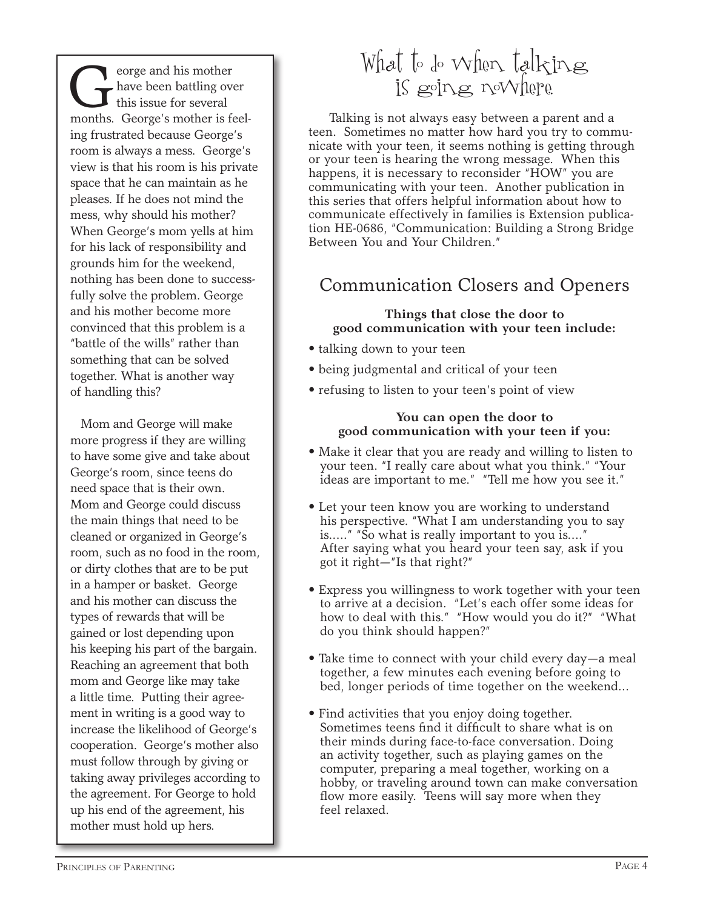George and his mother have been battling over this issue for several months. George's mother is feeling frustrated because George's room is always a mess. George's view is that his room is his private space that he can maintain as he pleases. If he does not mind the mess, why should his mother? When George's mom yells at him for his lack of responsibility and grounds him for the weekend, nothing has been done to successfully solve the problem. George and his mother become more convinced that this problem is a "battle of the wills" rather than something that can be solved together. What is another way of handling this?

Mom and George will make more progress if they are willing to have some give and take about George's room, since teens do need space that is their own. Mom and George could discuss the main things that need to be cleaned or organized in George's room, such as no food in the room, or dirty clothes that are to be put in a hamper or basket. George and his mother can discuss the types of rewards that will be gained or lost depending upon his keeping his part of the bargain. Reaching an agreement that both mom and George like may take a little time. Putting their agreement in writing is a good way to increase the likelihood of George's cooperation. George's mother also must follow through by giving or taking away privileges according to the agreement. For George to hold up his end of the agreement, his mother must hold up hers.

# What to do when talking is going nowhere

Talking is not always easy between a parent and a teen. Sometimes no matter how hard you try to communicate with your teen, it seems nothing is getting through or your teen is hearing the wrong message. When this happens, it is necessary to reconsider "HOW" you are communicating with your teen. Another publication in this series that offers helpful information about how to communicate effectively in families is Extension publication HE-0686, "Communication: Building a Strong Bridge Between You and Your Children."

## Communication Closers and Openers

**Things that close the door to good communication with your teen include:**

- talking down to your teen
- being judgmental and critical of your teen
- refusing to listen to your teen's point of view

**You can open the door to good communication with your teen if you:**

- Make it clear that you are ready and willing to listen to your teen. "I really care about what you think." "Your ideas are important to me." "Tell me how you see it."
- Let your teen know you are working to understand his perspective. "What I am understanding you to say is....." "So what is really important to you is...." After saying what you heard your teen say, ask if you got it right—"Is that right?"
- Express you willingness to work together with your teen to arrive at a decision. "Let's each offer some ideas for how to deal with this." "How would you do it?" "What do you think should happen?"
- Take time to connect with your child every day—a meal together, a few minutes each evening before going to bed, longer periods of time together on the weekend...
- Find activities that you enjoy doing together. Sometimes teens find it difficult to share what is on their minds during face-to-face conversation. Doing an activity together, such as playing games on the computer, preparing a meal together, working on a hobby, or traveling around town can make conversation flow more easily. Teens will say more when they feel relaxed.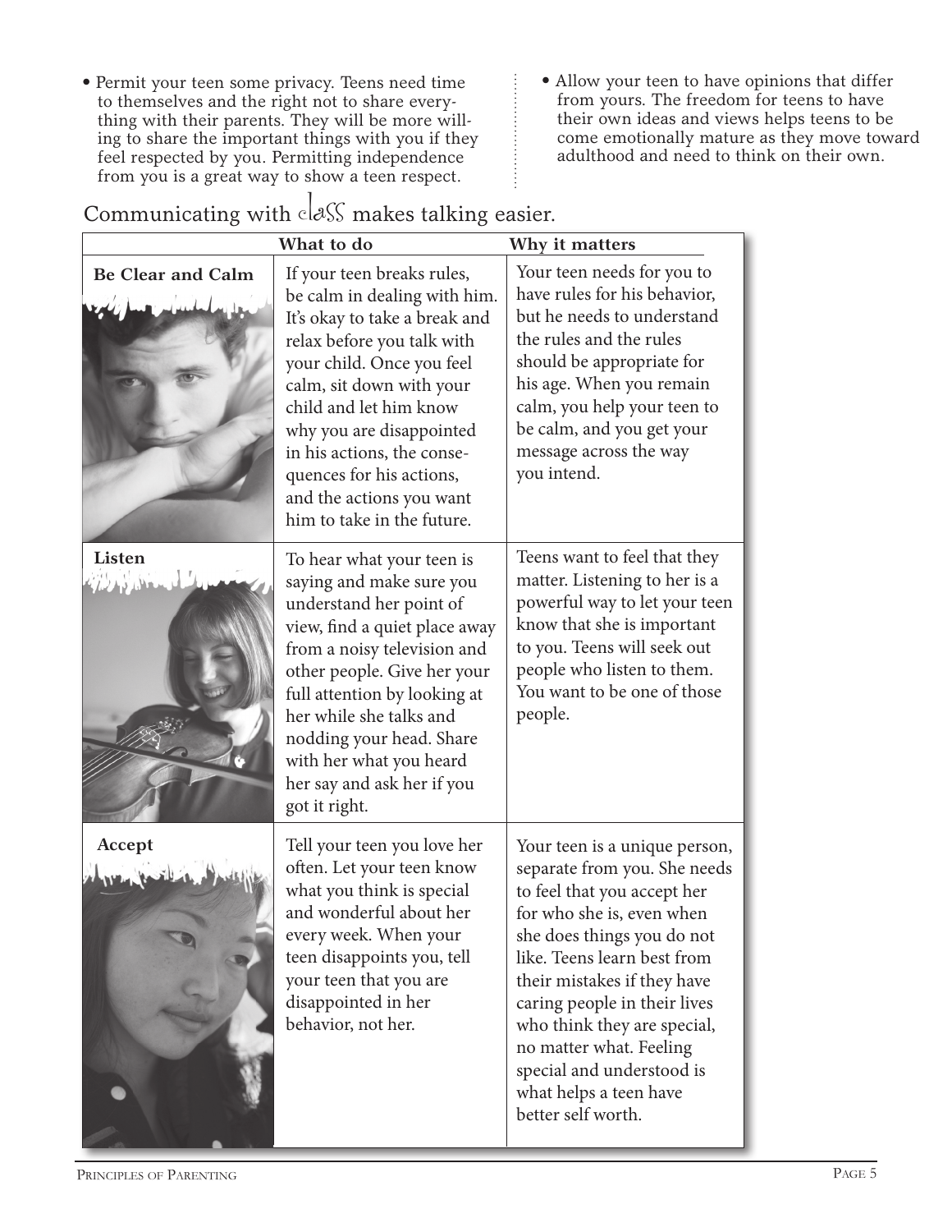- Permit your teen some privacy. Teens need time to themselves and the right not to share everything with their parents. They will be more willing to share the important things with you if they feel respected by you. Permitting independence from you is a great way to show a teen respect.

- Allow your teen to have opinions that differ from yours. The freedom for teens to have their own ideas and views helps teens to become emotionally mature as they move toward adulthood and need to think on their own.

## Communicating with class makes talking easier.

| | What to do | Why it matters |
|---|---|---|
| **Be Clear and Calm** | If your teen breaks rules, be calm in dealing with him. It's okay to take a break and relax before you talk with your child. Once you feel calm, sit down with your child and let him know why you are disappointed in his actions, the consequences for his actions, and the actions you want him to take in the future. | Your teen needs for you to have rules for his behavior, but he needs to understand the rules and the rules should be appropriate for his age. When you remain calm, you help your teen to be calm, and you get your message across the way you intend. |
| **Listen** | To hear what your teen is saying and make sure you understand her point of view, find a quiet place away from a noisy television and other people. Give her your full attention by looking at her while she talks and nodding your head. Share with her what you heard her say and ask her if you got it right. | Teens want to feel that they matter. Listening to her is a powerful way to let your teen know that she is important to you. Teens will seek out people who listen to them. You want to be one of those people. |
| **Accept** | Tell your teen you love her often. Let your teen know what you think is special and wonderful about her every week. When your teen disappoints you, tell your teen that you are disappointed in her behavior, not her. | Your teen is a unique person, separate from you. She needs to feel that you accept her for who she is, even when she does things you do not like. Teens learn best from their mistakes if they have caring people in their lives who think they are special, no matter what. Feeling special and understood is what helps a teen have better self worth. |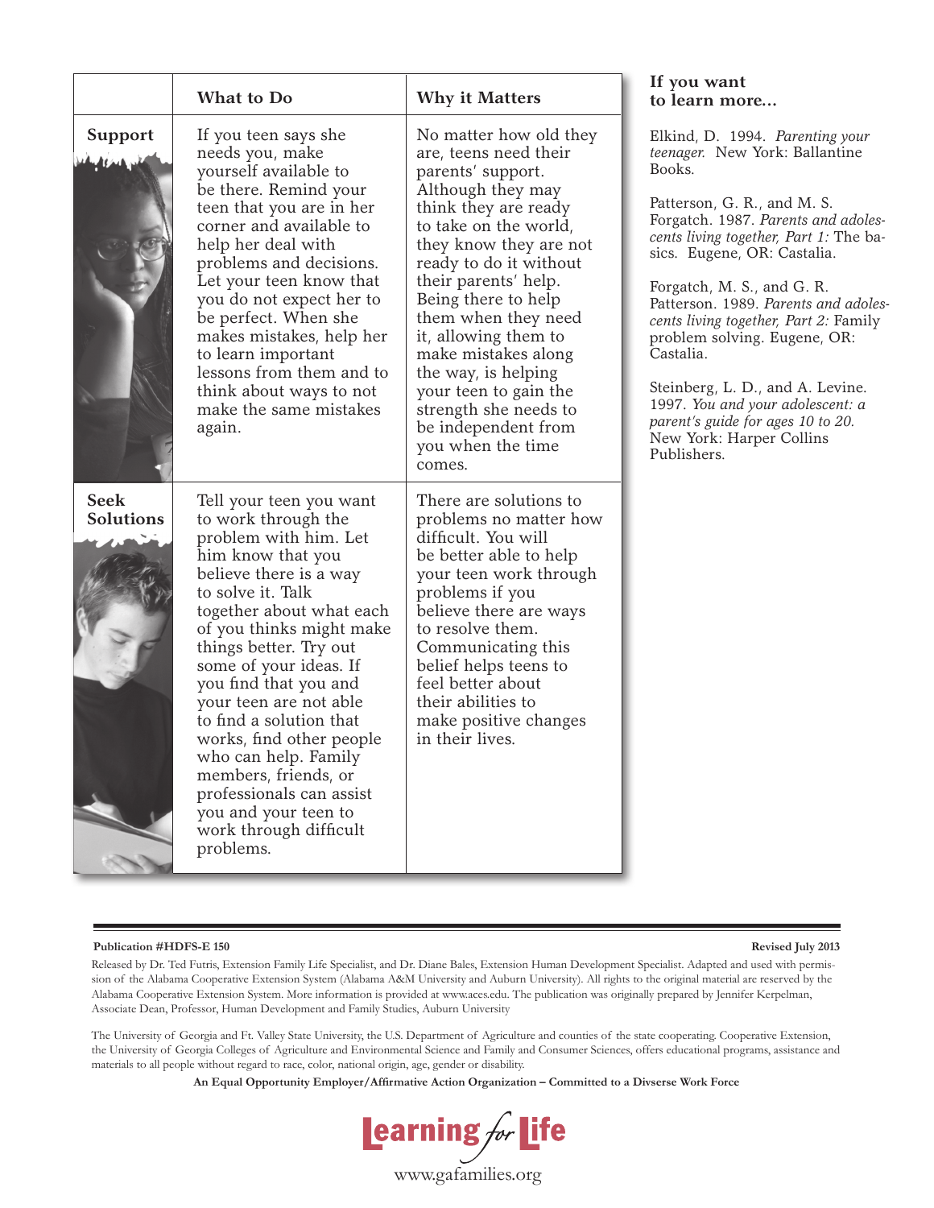| | What to Do | Why it Matters |
|---|---|---|
| **Support** | If you teen says she needs you, make yourself available to be there. Remind your teen that you are in her corner and available to help her deal with problems and decisions. Let your teen know that you do not expect her to be perfect. When she makes mistakes, help her to learn important lessons from them and to think about ways to not make the same mistakes again. | No matter how old they are, teens need their parents' support. Although they may think they are ready to take on the world, they know they are not ready to do it without their parents' help. Being there to help them when they need it, allowing them to make mistakes along the way, is helping your teen to gain the strength she needs to be independent from you when the time comes. |
| **Seek Solutions** | Tell your teen you want to work through the problem with him. Let him know that you believe there is a way to solve it. Talk together about what each of you thinks might make things better. Try out some of your ideas. If you find that you and your teen are not able to find a solution that works, find other people who can help. Family members, friends, or professionals can assist you and your teen to work through difficult problems. | There are solutions to problems no matter how difficult. You will be better able to help your teen work through problems if you believe there are ways to resolve them. Communicating this belief helps teens to feel better about their abilities to make positive changes in their lives. |

## If you want to learn more...

Elkind, D. 1994. *Parenting your teenager.* New York: Ballantine Books.

Patterson, G. R., and M. S. Forgatch. 1987. *Parents and adolescents living together, Part 1:* The basics. Eugene, OR: Castalia.

Forgatch, M. S., and G. R. Patterson. 1989. *Parents and adolescents living together, Part 2:* Family problem solving. Eugene, OR: Castalia.

Steinberg, L. D., and A. Levine. 1997. *You and your adolescent: a parent's guide for ages 10 to 20.* New York: Harper Collins Publishers.

---

**Publication #HDFS-E 150** **Revised July 2013**

Released by Dr. Ted Futris, Extension Family Life Specialist, and Dr. Diane Bales, Extension Human Development Specialist. Adapted and used with permission of the Alabama Cooperative Extension System (Alabama A&M University and Auburn University). All rights to the original material are reserved by the Alabama Cooperative Extension System. More information is provided at www.aces.edu. The publication was originally prepared by Jennifer Kerpelman, Associate Dean, Professor, Human Development and Family Studies, Auburn University

The University of Georgia and Ft. Valley State University, the U.S. Department of Agriculture and counties of the state cooperating. Cooperative Extension, the University of Georgia Colleges of Agriculture and Environmental Science and Family and Consumer Sciences, offers educational programs, assistance and materials to all people without regard to race, color, national origin, age, gender or disability.

**An Equal Opportunity Employer/Affirmative Action Organization – Committed to a Divserse Work Force**

Learning *for* Life

www.gafamilies.org